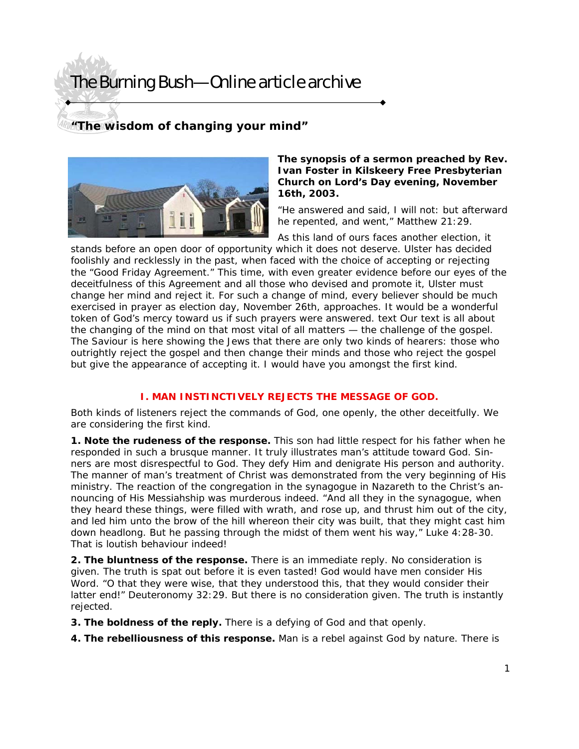# The Burning Bush—Online article archive

## "The wisdom of changing your mind"

**The synopsis of a sermon preached by Rev. Ivan Foster in Kilskeery Free Presbyterian Church on Lord's Day evening, November 16th, 2003.**

"He answered and said, I will not: but afterward he repented, and went," Matthew 21:29.

As this land of ours faces another election, it stands before an open door of opportunity which it does not deserve. Ulster has decided foolishly and recklessly in the past, when faced with the choice of accepting or rejecting the "Good Friday Agreement." This time, with even greater evidence before our eyes of the deceitfulness of this Agreement and all those who devised and promote it, Ulster must change her mind and reject it. For such a change of mind, every believer should be much exercised in prayer as election day, November 26th, approaches. It would be a wonderful token of God's mercy toward us if such prayers were answered. text Our text is all about the changing of the mind on that most vital of all matters — the challenge of the gospel. The Saviour is here showing the Jews that there are only two kinds of hearers: those who outrightly reject the gospel and then change their minds and those who reject the gospel but give the appearance of accepting it. I would have you amongst the first kind.

### I. MAN INSTINCTIVELY REJECTS THE MESSAGE OF GOD.

Both kinds of listeners reject the commands of God, one openly, the other deceitfully. We are considering the first kind.

**1. Note the rudeness of the response.** This son had little respect for his father when he responded in such a brusque manner. It truly illustrates man's attitude toward God. Sinners are most disrespectful to God. They defy Him and denigrate His person and authority. The manner of man's treatment of Christ was demonstrated from the very beginning of His ministry. The reaction of the congregation in the synagogue in Nazareth to the Christ's announcing of His Messiahship was murderous indeed. "And all they in the synagogue, when they heard these things, were filled with wrath, and rose up, and thrust him out of the city, and led him unto the brow of the hill whereon their city was built, that they might cast him down headlong. But he passing through the midst of them went his way," Luke 4:28-30. That is loutish behaviour indeed!

**2. The bluntness of the response.** There is an immediate reply. No consideration is given. The truth is spat out before it is even tasted! God would have men consider His Word. "O that they were wise, that they understood this, that they would consider their latter end!" Deuteronomy 32:29. But there is no consideration given. The truth is instantly rejected.

**3. The boldness of the reply.** There is a defying of God and that openly.

**4. The rebelliousness of this response.** Man is a rebel against God by nature. There is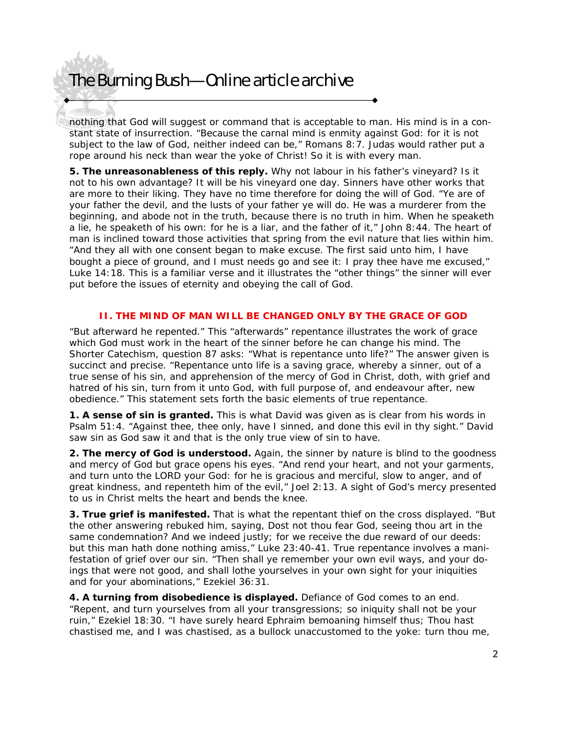nothing that God will suggest or command that is acceptable to man. His mind is in a constant state of insurrection. "Because the carnal mind is enmity against God: for it is not subject to the law of God, neither indeed can be," Romans 8:7. Judas would rather put a rope around his neck than wear the yoke of Christ! So it is with every man.

**5. The unreasonableness of this reply.** Why not labour in his father's vineyard? Is it not to his own advantage? It will be his vineyard one day. Sinners have other works that are more to their liking. They have no time therefore for doing the will of God. "Ye are of your father the devil, and the lusts of your father ye will do. He was a murderer from the beginning, and abode not in the truth, because there is no truth in him. When he speaketh a lie, he speaketh of his own: for he is a liar, and the father of it," John 8:44. The heart of man is inclined toward those activities that spring from the evil nature that lies within him. "And they all with one consent began to make excuse. The first said unto him, I have bought a piece of ground, and I must needs go and see it: I pray thee have me excused," Luke 14:18. This is a familiar verse and it illustrates the "other things" the sinner will ever put before the issues of eternity and obeying the call of God.

## II. THE MIND OF MAN WILL BE CHANGED ONLY BY THE GRACE OF GOD

"But afterward he repented." This "afterwards" repentance illustrates the work of grace which God must work in the heart of the sinner before he can change his mind. The Shorter Catechism, question 87 asks: "What is repentance unto life?" The answer given is succinct and precise. "Repentance unto life is a saving grace, whereby a sinner, out of a true sense of his sin, and apprehension of the mercy of God in Christ, doth, with grief and hatred of his sin, turn from it unto God, with full purpose of, and endeavour after, new obedience." This statement sets forth the basic elements of true repentance.

**1. A sense of sin is granted.** This is what David was given as is clear from his words in Psalm 51:4. "Against thee, thee only, have I sinned, and done this evil in thy sight." David saw sin as God saw it and that is the only true view of sin to have.

**2. The mercy of God is understood.** Again, the sinner by nature is blind to the goodness and mercy of God but grace opens his eyes. "And rend your heart, and not your garments, and turn unto the LORD your God: for he is gracious and merciful, slow to anger, and of great kindness, and repenteth him of the evil," Joel 2:13. A sight of God's mercy presented to us in Christ melts the heart and bends the knee.

**3. True grief is manifested.** That is what the repentant thief on the cross displayed. "But the other answering rebuked him, saying, Dost not thou fear God, seeing thou art in the same condemnation? And we indeed justly; for we receive the due reward of our deeds: but this man hath done nothing amiss," Luke 23:40-41. True repentance involves a manifestation of grief over our sin. "Then shall ye remember your own evil ways, and your doings that were not good, and shall lothe yourselves in your own sight for your iniquities and for your abominations," Ezekiel 36:31.

**4. A turning from disobedience is displayed.** Defiance of God comes to an end. "Repent, and turn yourselves from all your transgressions; so iniquity shall not be your ruin," Ezekiel 18:30. "I have surely heard Ephraim bemoaning himself thus; Thou hast chastised me, and I was chastised, as a bullock unaccustomed to the yoke: turn thou me,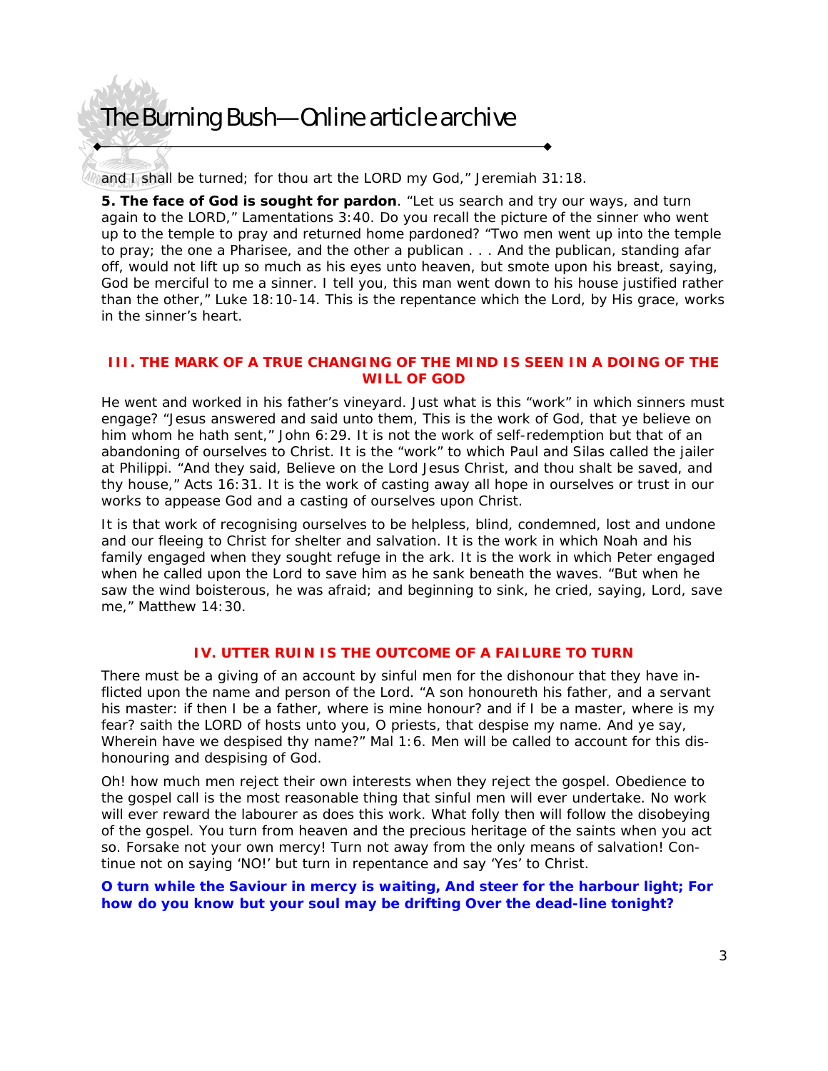and I shall be turned; for thou art the LORD my God," Jeremiah 31:18.

**5. The face of God is sought for pardon**. "Let us search and try our ways, and turn again to the LORD," Lamentations 3:40. Do you recall the picture of the sinner who went up to the temple to pray and returned home pardoned? "Two men went up into the temple to pray; the one a Pharisee, and the other a publican . . . And the publican, standing afar off, would not lift up so much as his eyes unto heaven, but smote upon his breast, saying, God be merciful to me a sinner. I tell you, this man went down to his house justified rather than the other," Luke 18:10-14. This is the repentance which the Lord, by His grace, works in the sinner's heart.

## III. THE MARK OF A TRUE CHANGING OF THE MIND IS SEEN IN A DOING OF THE WILL OF GOD

He went and worked in his father's vineyard. Just what is this "work" in which sinners must engage? "Jesus answered and said unto them, This is the work of God, that ye believe on him whom he hath sent," John 6:29. It is not the work of self-redemption but that of an abandoning of ourselves to Christ. It is the "work" to which Paul and Silas called the jailer at Philippi. "And they said, Believe on the Lord Jesus Christ, and thou shalt be saved, and thy house," Acts 16:31. It is the work of casting away all hope in ourselves or trust in our works to appease God and a casting of ourselves upon Christ.

It is that work of recognising ourselves to be helpless, blind, condemned, lost and undone and our fleeing to Christ for shelter and salvation. It is the work in which Noah and his family engaged when they sought refuge in the ark. It is the work in which Peter engaged when he called upon the Lord to save him as he sank beneath the waves. "But when he saw the wind boisterous, he was afraid; and beginning to sink, he cried, saying, Lord, save me," Matthew 14:30.

## IV. UTTER RUIN IS THE OUTCOME OF A FAILURE TO TURN

There must be a giving of an account by sinful men for the dishonour that they have inflicted upon the name and person of the Lord. "A son honoureth his father, and a servant his master: if then I be a father, where is mine honour? and if I be a master, where is my fear? saith the LORD of hosts unto you, O priests, that despise my name. And ye say, Wherein have we despised thy name?" Mal 1:6. Men will be called to account for this dishonouring and despising of God.

Oh! how much men reject their own interests when they reject the gospel. Obedience to the gospel call is the most reasonable thing that sinful men will ever undertake. No work will ever reward the labourer as does this work. What folly then will follow the disobeying of the gospel. You turn from heaven and the precious heritage of the saints when you act so. Forsake not your own mercy! Turn not away from the only means of salvation! Continue not on saying 'NO!' but turn in repentance and say 'Yes' to Christ.

**O turn while the Saviour in mercy is waiting, And steer for the harbour light; For how do you know but your soul may be drifting Over the dead-line tonight?**